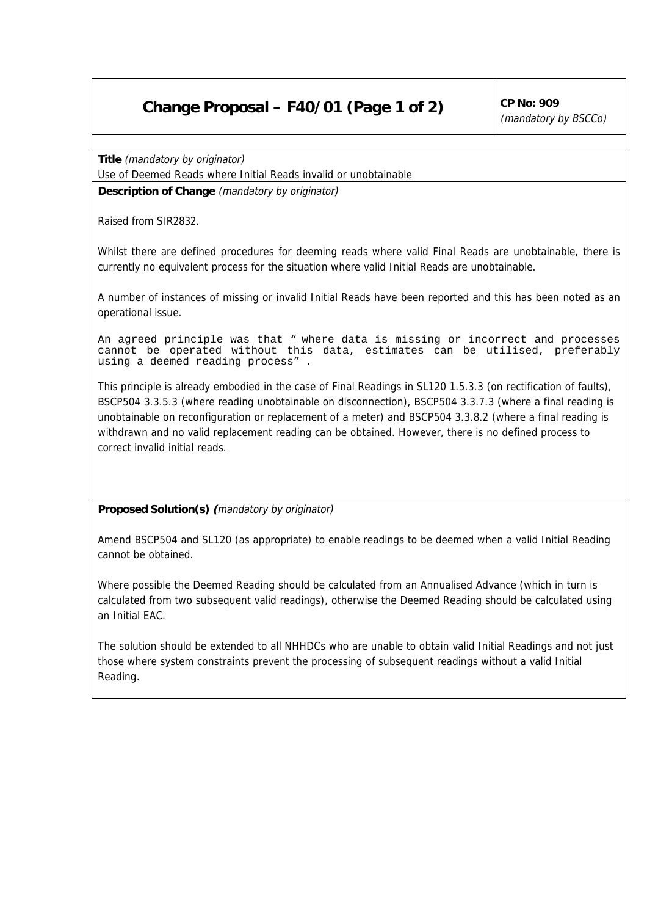# Change Proposal – F40/01 (Page 1 of 2)

**CP No: 909**
*(mandatory by BSCCo)*

**Title** *(mandatory by originator)*

Use of Deemed Reads where Initial Reads invalid or unobtainable

**Description of Change** *(mandatory by originator)*

Raised from SIR2832.

Whilst there are defined procedures for deeming reads where valid Final Reads are unobtainable, there is currently no equivalent process for the situation where valid Initial Reads are unobtainable.

A number of instances of missing or invalid Initial Reads have been reported and this has been noted as an operational issue.

An agreed principle was that " where data is missing or incorrect and processes cannot be operated without this data, estimates can be utilised, preferably using a deemed reading process" .

This principle is already embodied in the case of Final Readings in SL120 1.5.3.3 (on rectification of faults), BSCP504 3.3.5.3 (where reading unobtainable on disconnection), BSCP504 3.3.7.3 (where a final reading is unobtainable on reconfiguration or replacement of a meter) and BSCP504 3.3.8.2 (where a final reading is withdrawn and no valid replacement reading can be obtained. However, there is no defined process to correct invalid initial reads.

**Proposed Solution(s)** *(mandatory by originator)*

Amend BSCP504 and SL120 (as appropriate) to enable readings to be deemed when a valid Initial Reading cannot be obtained.

Where possible the Deemed Reading should be calculated from an Annualised Advance (which in turn is calculated from two subsequent valid readings), otherwise the Deemed Reading should be calculated using an Initial EAC.

The solution should be extended to all NHHDCs who are unable to obtain valid Initial Readings and not just those where system constraints prevent the processing of subsequent readings without a valid Initial Reading.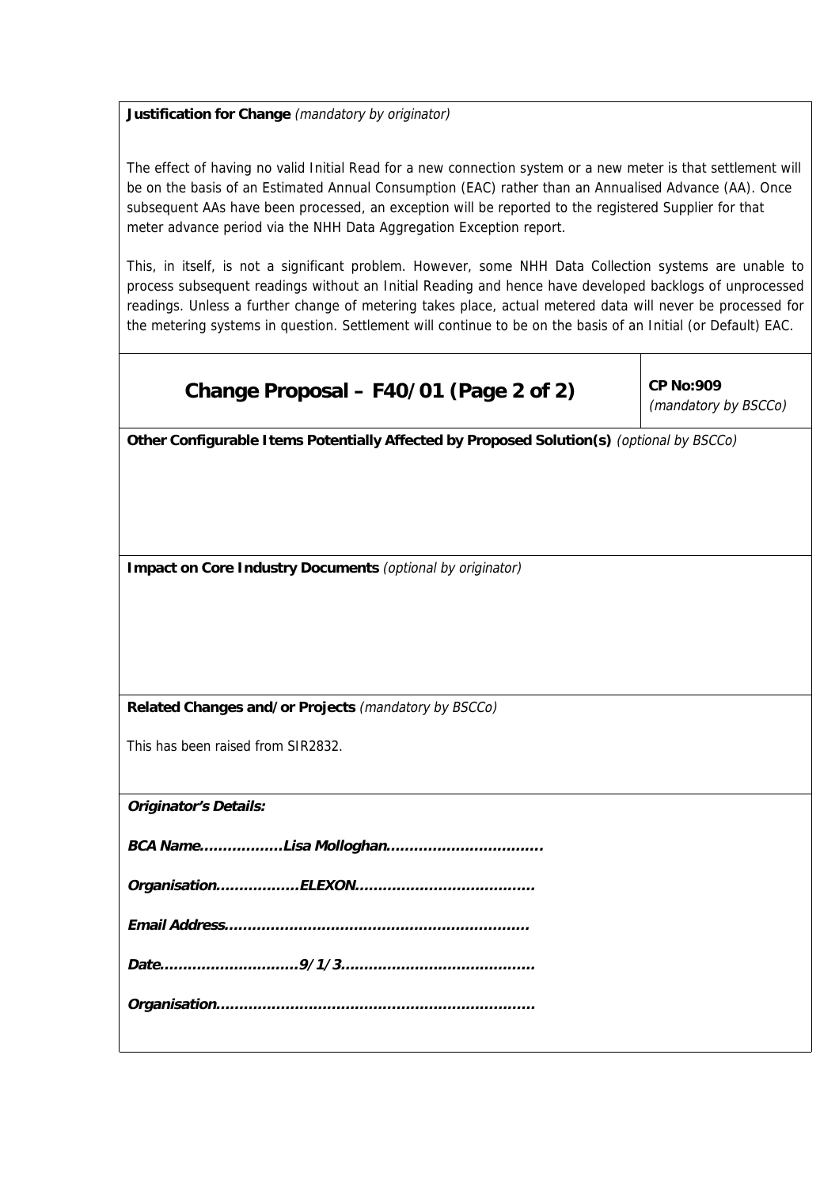**Justification for Change** *(mandatory by originator)*

The effect of having no valid Initial Read for a new connection system or a new meter is that settlement will be on the basis of an Estimated Annual Consumption (EAC) rather than an Annualised Advance (AA). Once subsequent AAs have been processed, an exception will be reported to the registered Supplier for that meter advance period via the NHH Data Aggregation Exception report.

This, in itself, is not a significant problem. However, some NHH Data Collection systems are unable to process subsequent readings without an Initial Reading and hence have developed backlogs of unprocessed readings. Unless a further change of metering takes place, actual metered data will never be processed for the metering systems in question. Settlement will continue to be on the basis of an Initial (or Default) EAC.

## Change Proposal – F40/01 (Page 2 of 2)

**CP No:909** *(mandatory by BSCCo)*

**Other Configurable Items Potentially Affected by Proposed Solution(s)** *(optional by BSCCo)*

**Impact on Core Industry Documents** *(optional by originator)*

**Related Changes and/or Projects** *(mandatory by BSCCo)*

This has been raised from SIR2832.

***Originator's Details:***

***BCA Name………………Lisa Molloghan……………………………***

***Organisation………………ELEXON…………………………………***

***Email Address………………………………………………………***

***Date…………………………9/1/3……………………………………***

***Organisation……………………………………………………………***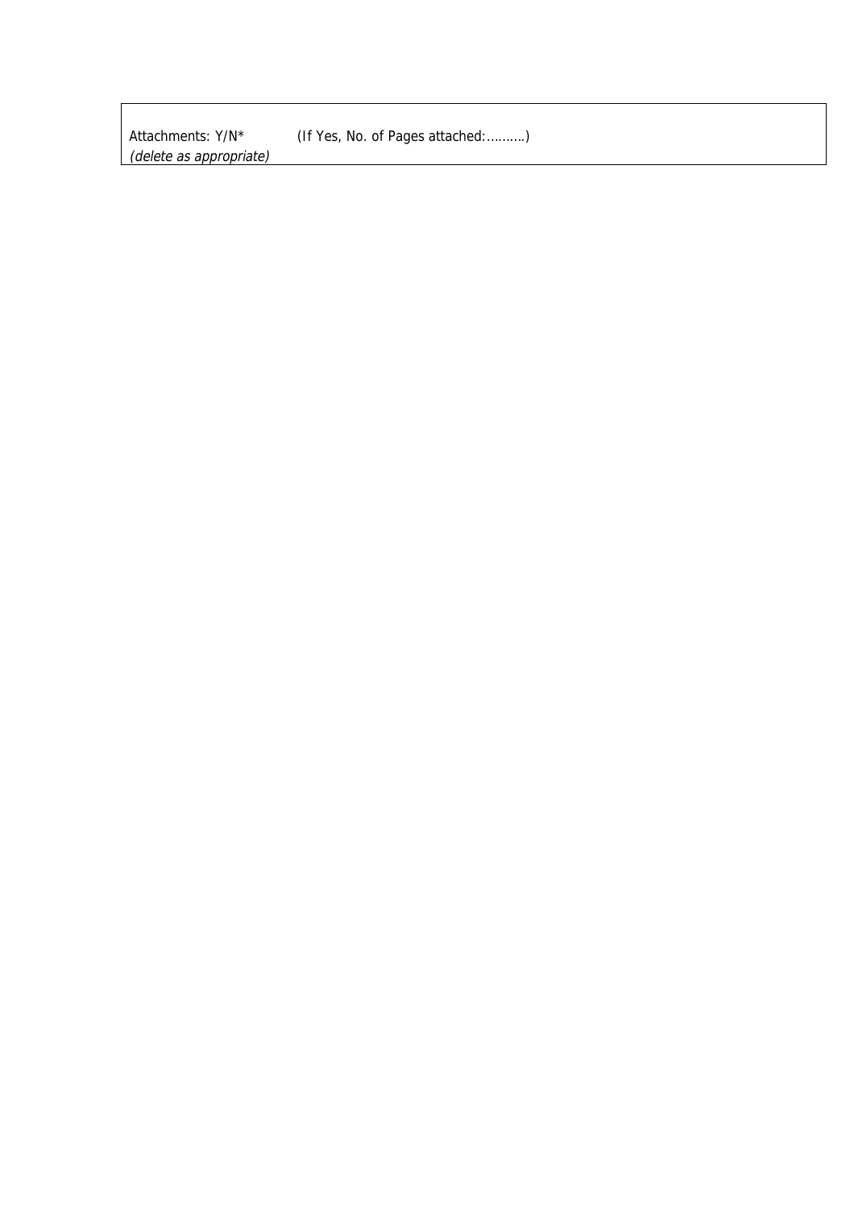Attachments: Y/N*     (If Yes, No. of Pages attached:……….)

*(delete as appropriate)*